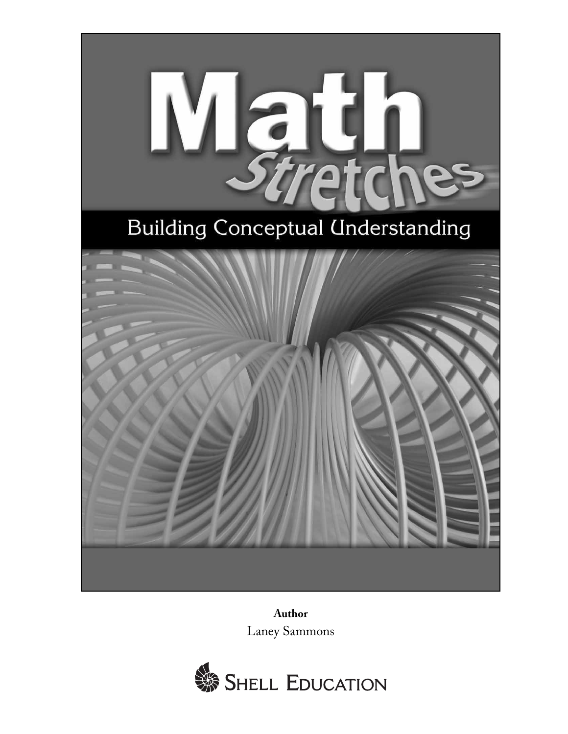# Math *Stretches*

## Building Conceptual Understanding

**Author**

Laney Sammons

Shell Education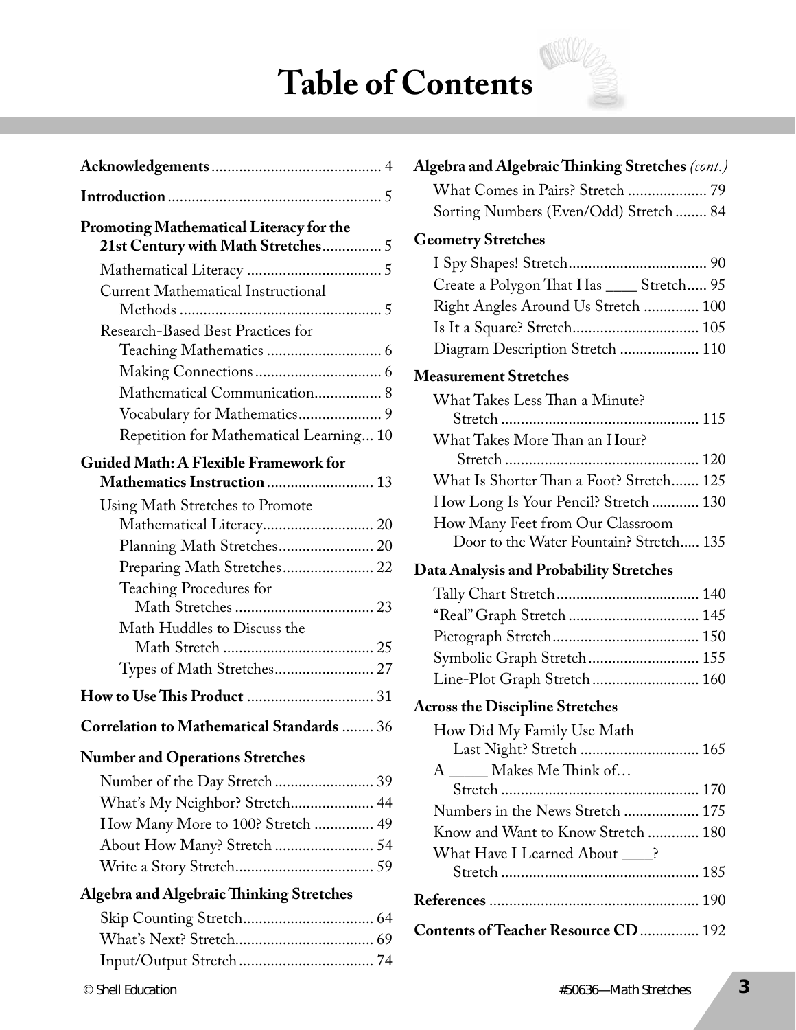# Table of Contents

**Acknowledgements** .......... 4

**Introduction** .......... 5

**Promoting Mathematical Literacy for the 21st Century with Math Stretches** .......... 5

- Mathematical Literacy .......... 5
- Current Mathematical Instructional Methods .......... 5
- Research-Based Best Practices for Teaching Mathematics .......... 6
  - Making Connections .......... 6
  - Mathematical Communication .......... 8
  - Vocabulary for Mathematics .......... 9
  - Repetition for Mathematical Learning .......... 10

**Guided Math: A Flexible Framework for Mathematics Instruction** .......... 13

- Using Math Stretches to Promote Mathematical Literacy .......... 20
  - Planning Math Stretches .......... 20
  - Preparing Math Stretches .......... 22
  - Teaching Procedures for Math Stretches .......... 23
  - Math Huddles to Discuss the Math Stretch .......... 25
  - Types of Math Stretches .......... 27

**How to Use This Product** .......... 31

**Correlation to Mathematical Standards** .......... 36

**Number and Operations Stretches**

- Number of the Day Stretch .......... 39
- What's My Neighbor? Stretch .......... 44
- How Many More to 100? Stretch .......... 49
- About How Many? Stretch .......... 54
- Write a Story Stretch .......... 59

**Algebra and Algebraic Thinking Stretches**

- Skip Counting Stretch .......... 64
- What's Next? Stretch .......... 69
- Input/Output Stretch .......... 74

**Algebra and Algebraic Thinking Stretches** *(cont.)*

- What Comes in Pairs? Stretch .......... 79
- Sorting Numbers (Even/Odd) Stretch .......... 84

**Geometry Stretches**

- I Spy Shapes! Stretch .......... 90
- Create a Polygon That Has ____ Stretch .......... 95
- Right Angles Around Us Stretch .......... 100
- Is It a Square? Stretch .......... 105
- Diagram Description Stretch .......... 110

**Measurement Stretches**

- What Takes Less Than a Minute? Stretch .......... 115
- What Takes More Than an Hour? Stretch .......... 120
- What Is Shorter Than a Foot? Stretch .......... 125
- How Long Is Your Pencil? Stretch .......... 130
- How Many Feet from Our Classroom Door to the Water Fountain? Stretch .......... 135

**Data Analysis and Probability Stretches**

- Tally Chart Stretch .......... 140
- "Real" Graph Stretch .......... 145
- Pictograph Stretch .......... 150
- Symbolic Graph Stretch .......... 155
- Line-Plot Graph Stretch .......... 160

**Across the Discipline Stretches**

- How Did My Family Use Math Last Night? Stretch .......... 165
- A _____ Makes Me Think of… Stretch .......... 170
- Numbers in the News Stretch .......... 175
- Know and Want to Know Stretch .......... 180
- What Have I Learned About ____? Stretch .......... 185

**References** .......... 190

**Contents of Teacher Resource CD** .......... 192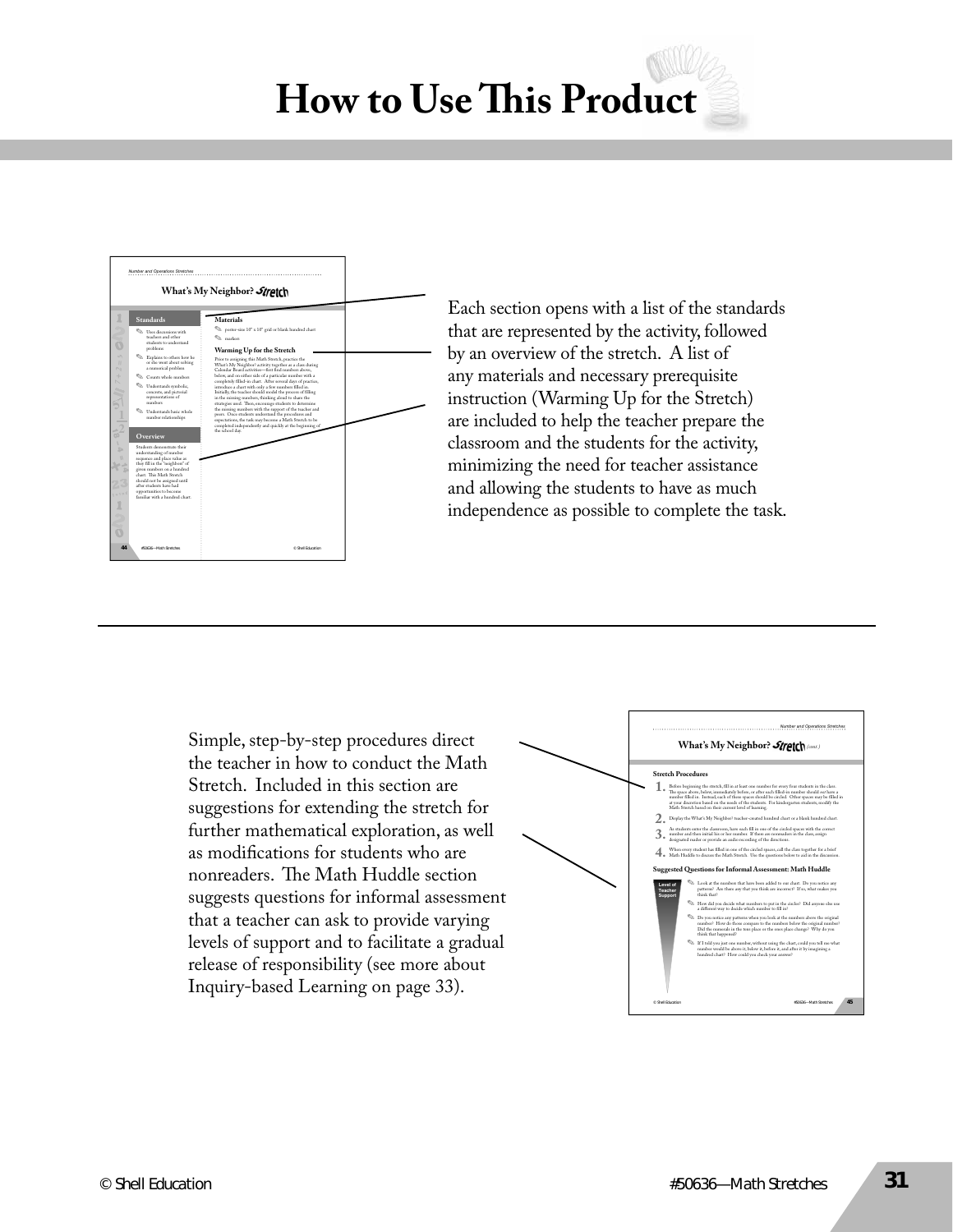# How to Use This Product

Each section opens with a list of the standards that are represented by the activity, followed by an overview of the stretch. A list of any materials and necessary prerequisite instruction (Warming Up for the Stretch) are included to help the teacher prepare the classroom and the students for the activity, minimizing the need for teacher assistance and allowing the students to have as much independence as possible to complete the task.

Simple, step-by-step procedures direct the teacher in how to conduct the Math Stretch. Included in this section are suggestions for extending the stretch for further mathematical exploration, as well as modifications for students who are nonreaders. The Math Huddle section suggests questions for informal assessment that a teacher can ask to provide varying levels of support and to facilitate a gradual release of responsibility (see more about Inquiry-based Learning on page 33).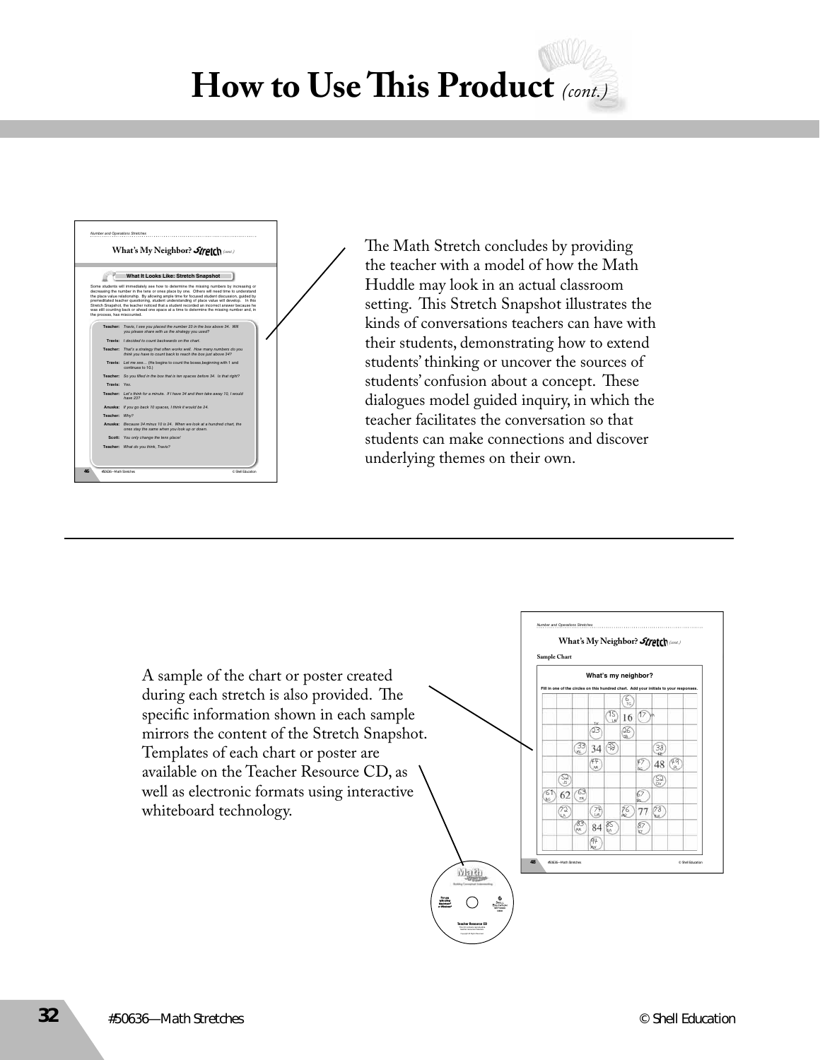# How to Use This Product *(cont.)*

The Math Stretch concludes by providing the teacher with a model of how the Math Huddle may look in an actual classroom setting. This Stretch Snapshot illustrates the kinds of conversations teachers can have with their students, demonstrating how to extend students' thinking or uncover the sources of students' confusion about a concept. These dialogues model guided inquiry, in which the teacher facilitates the conversation so that students can make connections and discover underlying themes on their own.

---

A sample of the chart or poster created during each stretch is also provided. The specific information shown in each sample mirrors the content of the Stretch Snapshot. Templates of each chart or poster are available on the Teacher Resource CD, as well as electronic formats using interactive whiteboard technology.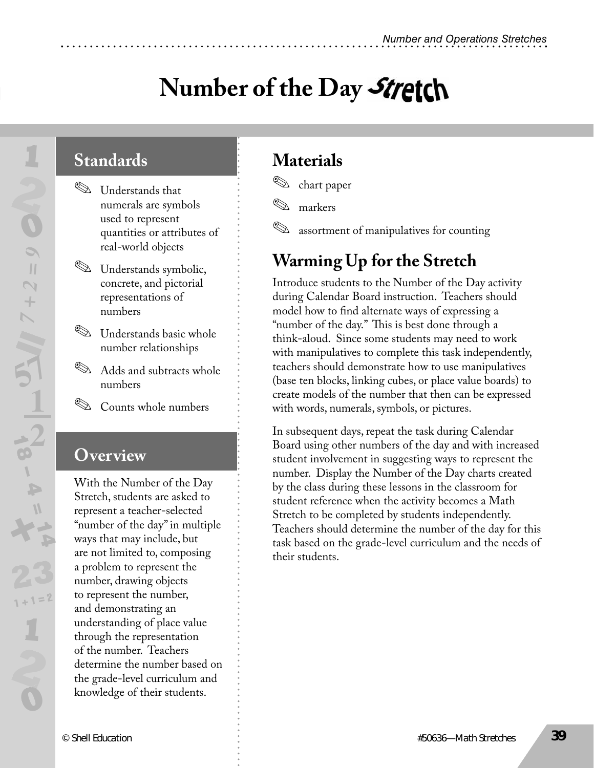# Number of the Day Stretch

## Standards

- Understands that numerals are symbols used to represent quantities or attributes of real-world objects
- Understands symbolic, concrete, and pictorial representations of numbers
- Understands basic whole number relationships
- Adds and subtracts whole numbers
- Counts whole numbers

## Overview

With the Number of the Day Stretch, students are asked to represent a teacher-selected "number of the day" in multiple ways that may include, but are not limited to, composing a problem to represent the number, drawing objects to represent the number, and demonstrating an understanding of place value through the representation of the number. Teachers determine the number based on the grade-level curriculum and knowledge of their students.

## Materials

- chart paper
- markers
- assortment of manipulatives for counting

## Warming Up for the Stretch

Introduce students to the Number of the Day activity during Calendar Board instruction. Teachers should model how to find alternate ways of expressing a "number of the day." This is best done through a think-aloud. Since some students may need to work with manipulatives to complete this task independently, teachers should demonstrate how to use manipulatives (base ten blocks, linking cubes, or place value boards) to create models of the number that then can be expressed with words, numerals, symbols, or pictures.

In subsequent days, repeat the task during Calendar Board using other numbers of the day and with increased student involvement in suggesting ways to represent the number. Display the Number of the Day charts created by the class during these lessons in the classroom for student reference when the activity becomes a Math Stretch to be completed by students independently. Teachers should determine the number of the day for this task based on the grade-level curriculum and the needs of their students.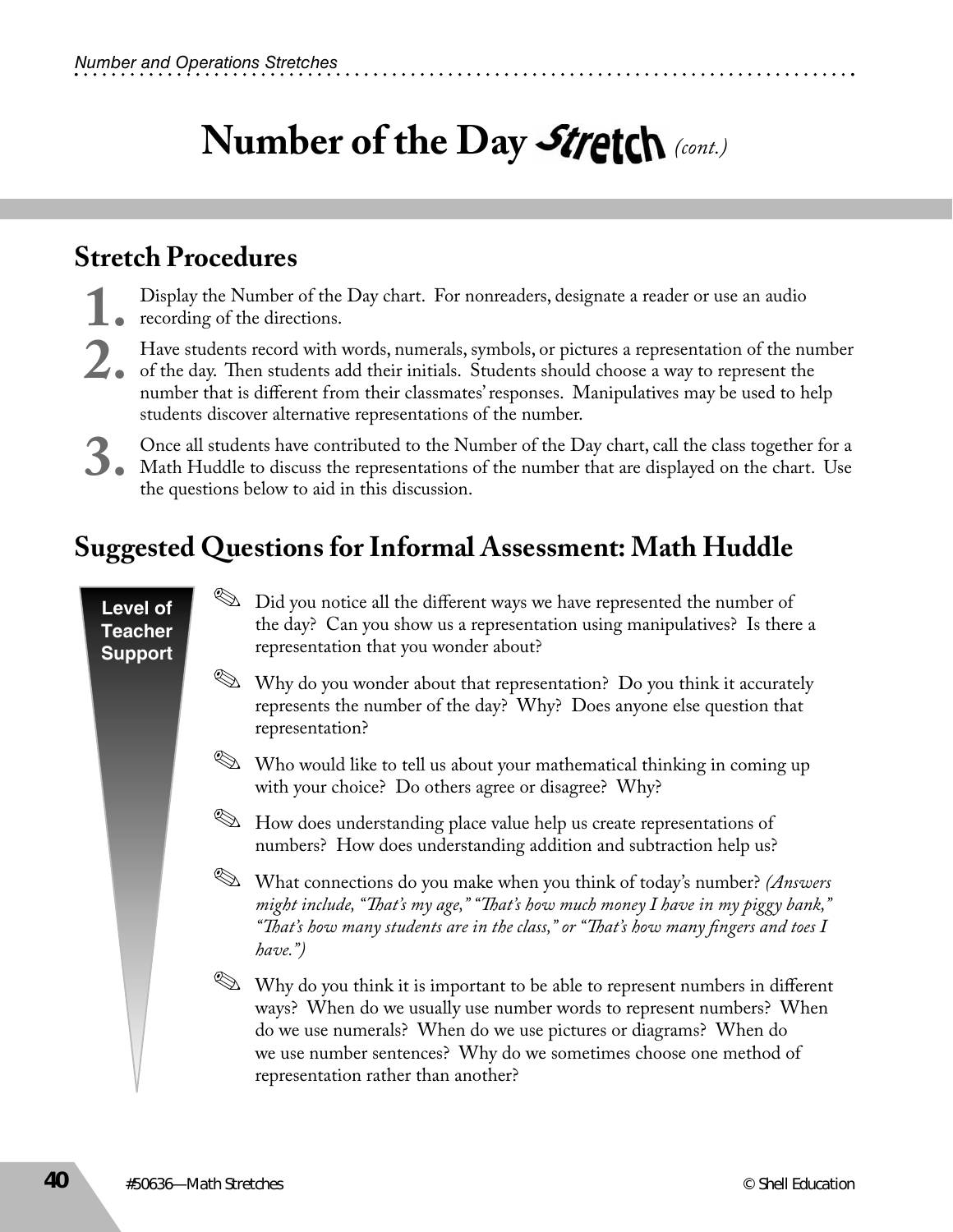# Number of the Day Stretch *(cont.)*

## Stretch Procedures

1. Display the Number of the Day chart. For nonreaders, designate a reader or use an audio recording of the directions.
2. Have students record with words, numerals, symbols, or pictures a representation of the number of the day. Then students add their initials. Students should choose a way to represent the number that is different from their classmates' responses. Manipulatives may be used to help students discover alternative representations of the number.
3. Once all students have contributed to the Number of the Day chart, call the class together for a Math Huddle to discuss the representations of the number that are displayed on the chart. Use the questions below to aid in this discussion.

## Suggested Questions for Informal Assessment: Math Huddle

**Level of Teacher Support**

- Did you notice all the different ways we have represented the number of the day? Can you show us a representation using manipulatives? Is there a representation that you wonder about?
- Why do you wonder about that representation? Do you think it accurately represents the number of the day? Why? Does anyone else question that representation?
- Who would like to tell us about your mathematical thinking in coming up with your choice? Do others agree or disagree? Why?
- How does understanding place value help us create representations of numbers? How does understanding addition and subtraction help us?
- What connections do you make when you think of today's number? *(Answers might include, "That's my age," "That's how much money I have in my piggy bank," "That's how many students are in the class," or "That's how many fingers and toes I have.")*
- Why do you think it is important to be able to represent numbers in different ways? When do we usually use number words to represent numbers? When do we use numerals? When do we use pictures or diagrams? When do we use number sentences? Why do we sometimes choose one method of representation rather than another?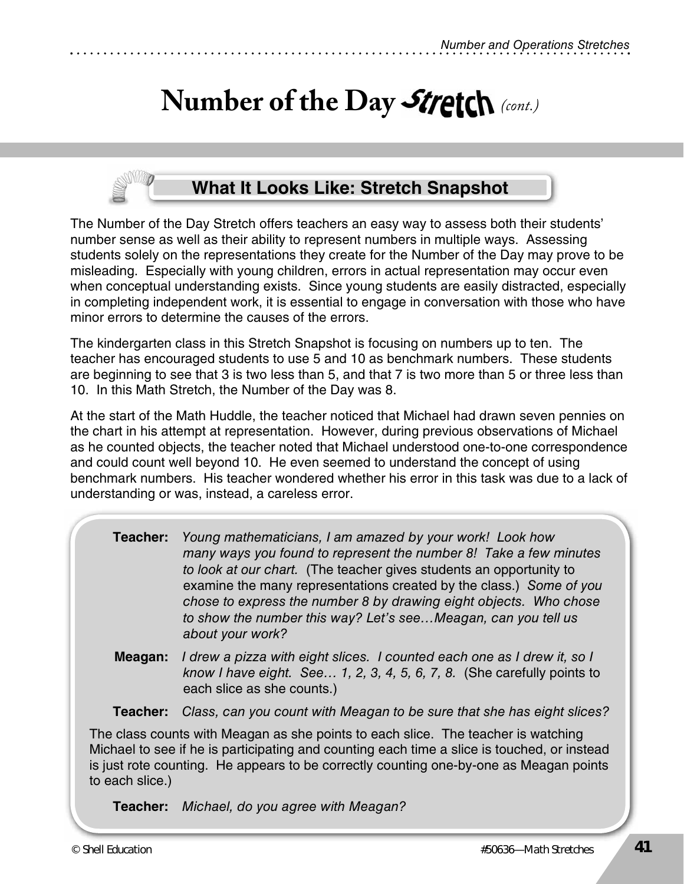# Number of the Day Stretch *(cont.)*

## What It Looks Like: Stretch Snapshot

The Number of the Day Stretch offers teachers an easy way to assess both their students' number sense as well as their ability to represent numbers in multiple ways. Assessing students solely on the representations they create for the Number of the Day may prove to be misleading. Especially with young children, errors in actual representation may occur even when conceptual understanding exists. Since young students are easily distracted, especially in completing independent work, it is essential to engage in conversation with those who have minor errors to determine the causes of the errors.

The kindergarten class in this Stretch Snapshot is focusing on numbers up to ten. The teacher has encouraged students to use 5 and 10 as benchmark numbers. These students are beginning to see that 3 is two less than 5, and that 7 is two more than 5 or three less than 10. In this Math Stretch, the Number of the Day was 8.

At the start of the Math Huddle, the teacher noticed that Michael had drawn seven pennies on the chart in his attempt at representation. However, during previous observations of Michael as he counted objects, the teacher noted that Michael understood one-to-one correspondence and could count well beyond 10. He even seemed to understand the concept of using benchmark numbers. His teacher wondered whether his error in this task was due to a lack of understanding or was, instead, a careless error.

**Teacher:** *Young mathematicians, I am amazed by your work! Look how many ways you found to represent the number 8! Take a few minutes to look at our chart.* (The teacher gives students an opportunity to examine the many representations created by the class.) *Some of you chose to express the number 8 by drawing eight objects. Who chose to show the number this way? Let's see…Meagan, can you tell us about your work?*

**Meagan:** *I drew a pizza with eight slices. I counted each one as I drew it, so I know I have eight. See… 1, 2, 3, 4, 5, 6, 7, 8.* (She carefully points to each slice as she counts.)

**Teacher:** *Class, can you count with Meagan to be sure that she has eight slices?*

The class counts with Meagan as she points to each slice. The teacher is watching Michael to see if he is participating and counting each time a slice is touched, or instead is just rote counting. He appears to be correctly counting one-by-one as Meagan points to each slice.)

**Teacher:** *Michael, do you agree with Meagan?*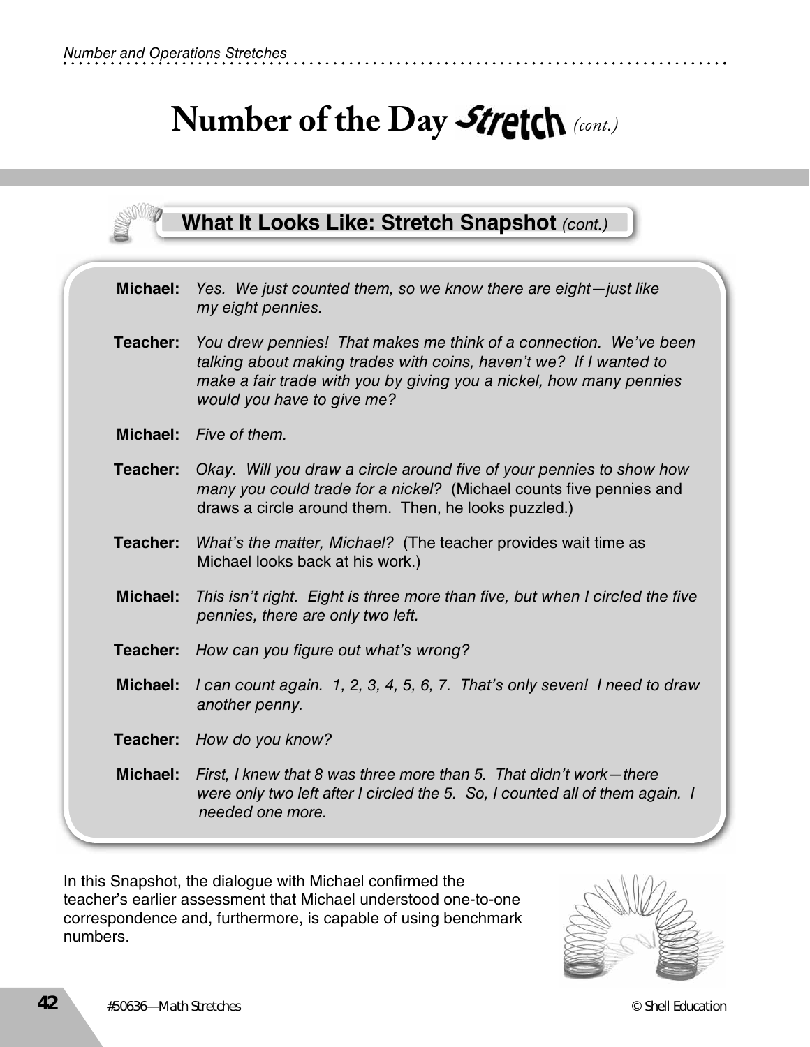# Number of the Day Stretch *(cont.)*

## What It Looks Like: Stretch Snapshot *(cont.)*

**Michael:** *Yes. We just counted them, so we know there are eight—just like my eight pennies.*

**Teacher:** *You drew pennies! That makes me think of a connection. We've been talking about making trades with coins, haven't we? If I wanted to make a fair trade with you by giving you a nickel, how many pennies would you have to give me?*

**Michael:** *Five of them.*

**Teacher:** *Okay. Will you draw a circle around five of your pennies to show how many you could trade for a nickel?* (Michael counts five pennies and draws a circle around them. Then, he looks puzzled.)

**Teacher:** *What's the matter, Michael?* (The teacher provides wait time as Michael looks back at his work.)

**Michael:** *This isn't right. Eight is three more than five, but when I circled the five pennies, there are only two left.*

**Teacher:** *How can you figure out what's wrong?*

**Michael:** *I can count again. 1, 2, 3, 4, 5, 6, 7. That's only seven! I need to draw another penny.*

**Teacher:** *How do you know?*

**Michael:** *First, I knew that 8 was three more than 5. That didn't work—there were only two left after I circled the 5. So, I counted all of them again. I needed one more.*

In this Snapshot, the dialogue with Michael confirmed the teacher's earlier assessment that Michael understood one-to-one correspondence and, furthermore, is capable of using benchmark numbers.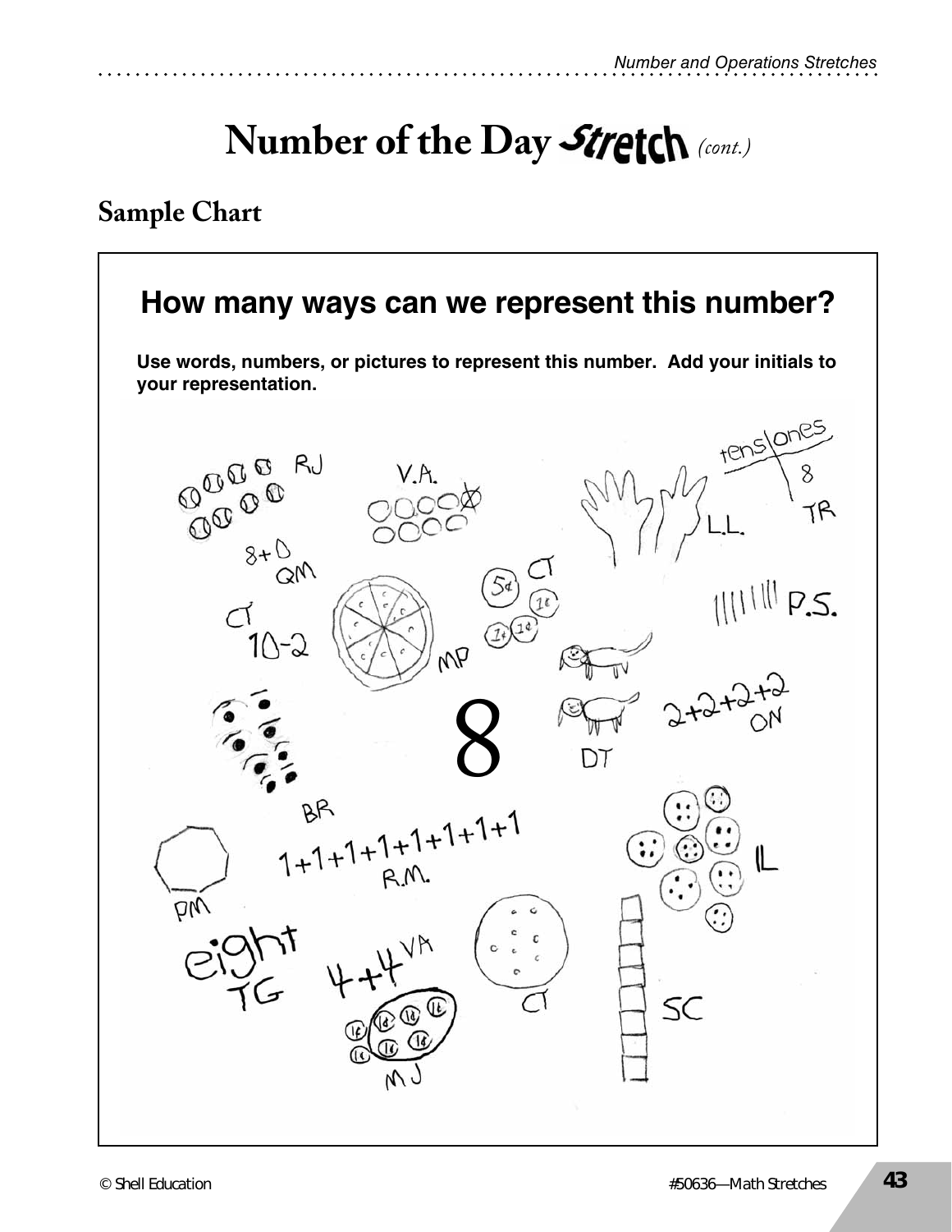# Number of the Day Stretch *(cont.)*

## Sample Chart

**How many ways can we represent this number?**

**Use words, numbers, or pictures to represent this number. Add your initials to your representation.**

RJ

V.A.

tens | ones
8

L.L.

TR

8+0
QM

CT

CT
10-2

MP

P.S.

8

2+2+2+2
ON

DT

BR

1+1+1+1+1+1+1+1
R.M.

IL

PM

eight
TG

4+4 VA

CT

SC

MJ